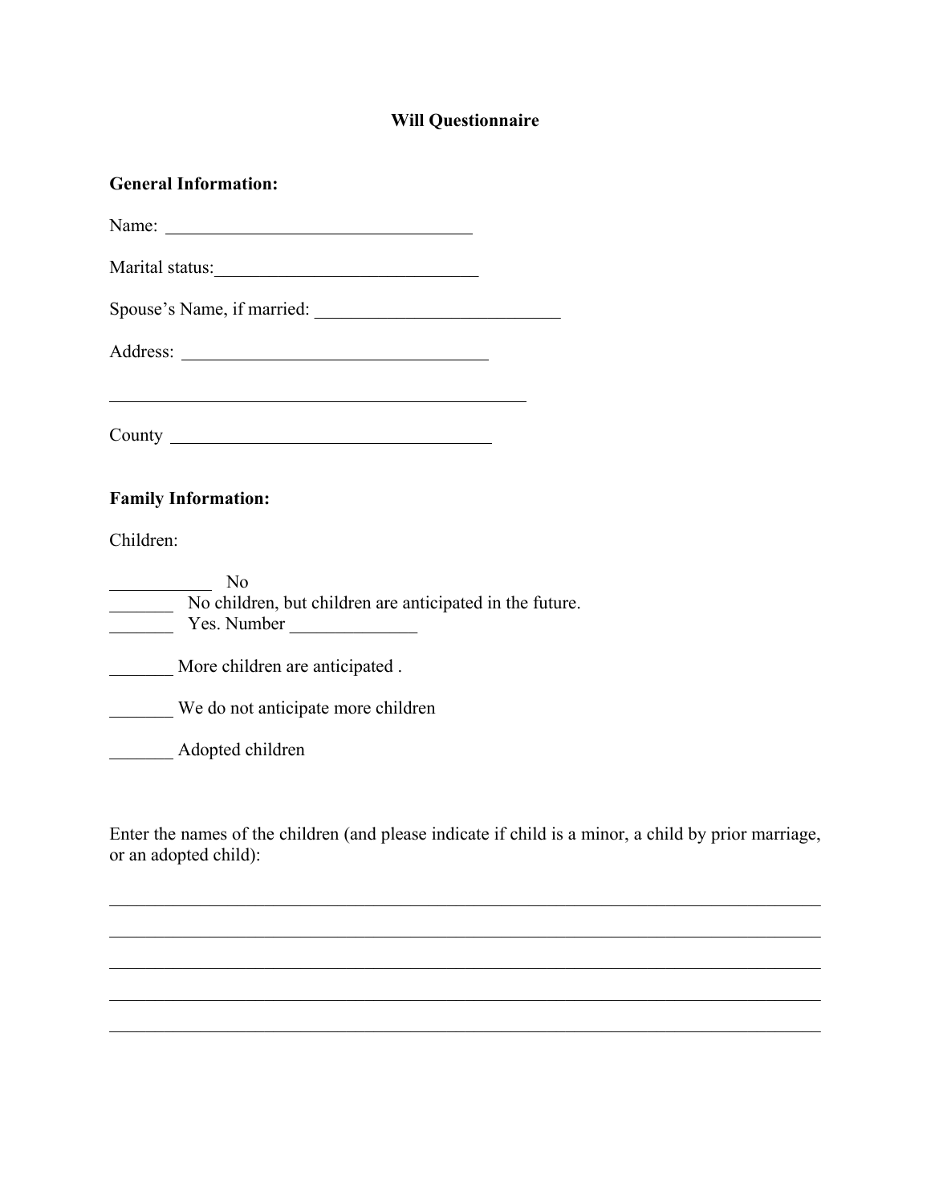# Will Questionnaire

**General Information:**

Name: ___________________________________

Marital status: ______________________________

Spouse's Name, if married: ____________________________

Address: ___________________________________

_________________________________________________

County ____________________________________

**Family Information:**

Children:

____________ No
_______ No children, but children are anticipated in the future.
_______ Yes. Number ______________

_______ More children are anticipated .

_______ We do not anticipate more children

_______ Adopted children

Enter the names of the children (and please indicate if child is a minor, a child by prior marriage, or an adopted child):

_________________________________________________________________________________

_________________________________________________________________________________

_________________________________________________________________________________

_________________________________________________________________________________

_________________________________________________________________________________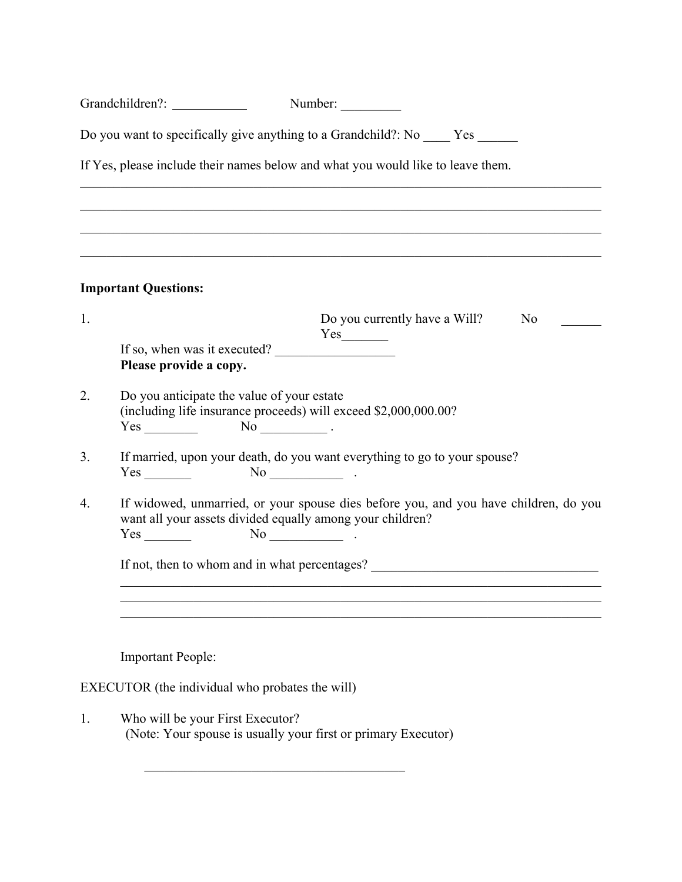Grandchildren?: ___________ Number: _________

Do you want to specifically give anything to a Grandchild?: No ____ Yes ______

If Yes, please include their names below and what you would like to leave them.

_______________________________________________________________________________

_______________________________________________________________________________

_______________________________________________________________________________

_______________________________________________________________________________

**Important Questions:**

1. Do you currently have a Will? No ______ Yes_______

   If so, when was it executed? __________________

   **Please provide a copy.**

2. Do you anticipate the value of your estate (including life insurance proceeds) will exceed $2,000,000.00?

   Yes ________ No __________ .

3. If married, upon your death, do you want everything to go to your spouse?

   Yes _______ No ___________ .

4. If widowed, unmarried, or your spouse dies before you, and you have children, do you want all your assets divided equally among your children?

   Yes _______ No ___________ .

   If not, then to whom and in what percentages? __________________________________

   _________________________________________________________________________

   _________________________________________________________________________

   _________________________________________________________________________

Important People:

EXECUTOR (the individual who probates the will)

1. Who will be your First Executor?
   (Note: Your spouse is usually your first or primary Executor)

   ________________________________________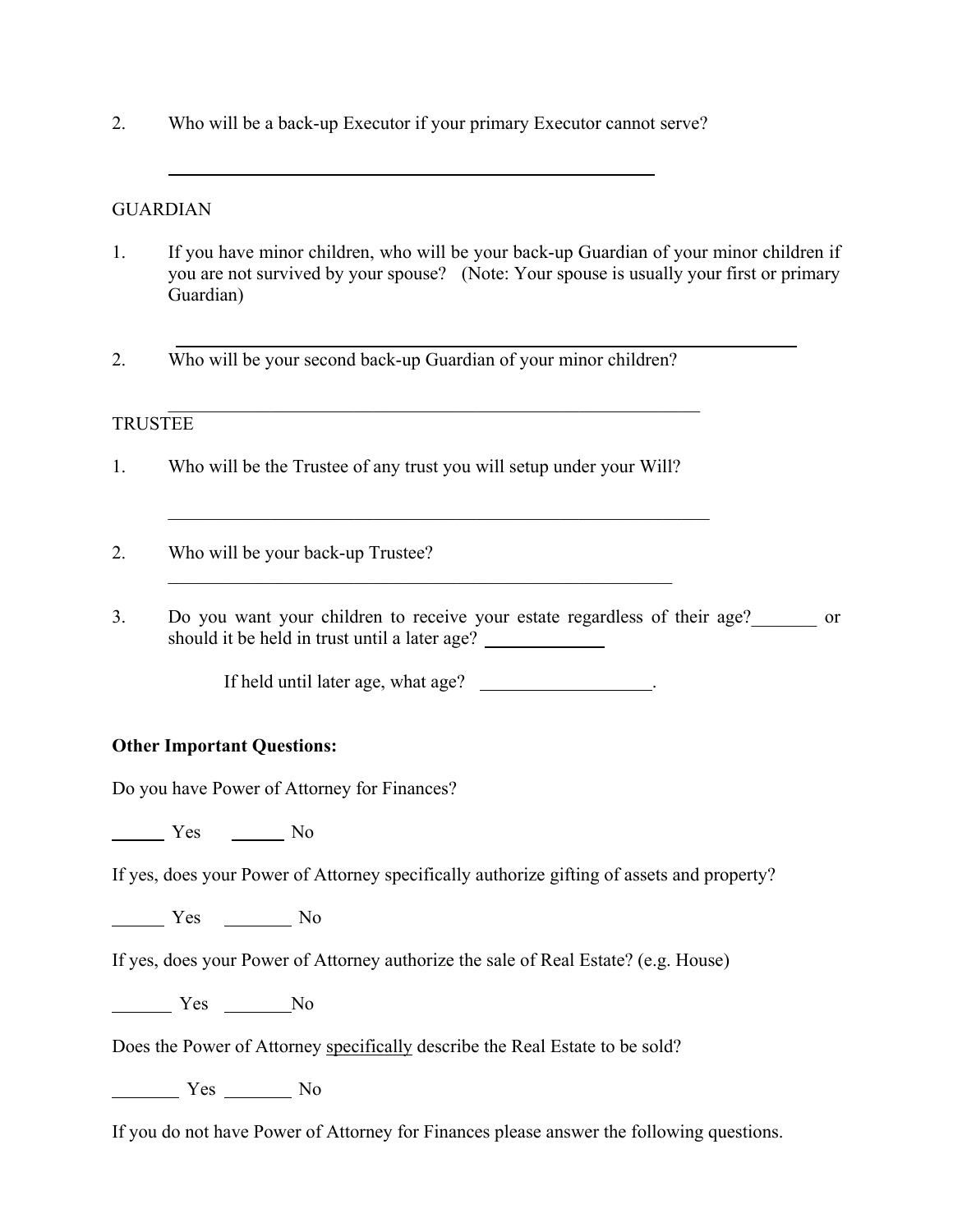2. Who will be a back-up Executor if your primary Executor cannot serve?

_______________________________________________

GUARDIAN

1. If you have minor children, who will be your back-up Guardian of your minor children if you are not survived by your spouse? (Note: Your spouse is usually your first or primary Guardian)

_______________________________________________

2. Who will be your second back-up Guardian of your minor children?

_______________________________________________

TRUSTEE

1. Who will be the Trustee of any trust you will setup under your Will?

_______________________________________________

2. Who will be your back-up Trustee?

_______________________________________________

3. Do you want your children to receive your estate regardless of their age?_______ or should it be held in trust until a later age? ___________

   If held until later age, what age? _______________.

**Other Important Questions:**

Do you have Power of Attorney for Finances?

______ Yes ______ No

If yes, does your Power of Attorney specifically authorize gifting of assets and property?

______ Yes _______ No

If yes, does your Power of Attorney authorize the sale of Real Estate? (e.g. House)

______ Yes _______No

Does the Power of Attorney specifically describe the Real Estate to be sold?

_______ Yes _______ No

If you do not have Power of Attorney for Finances please answer the following questions.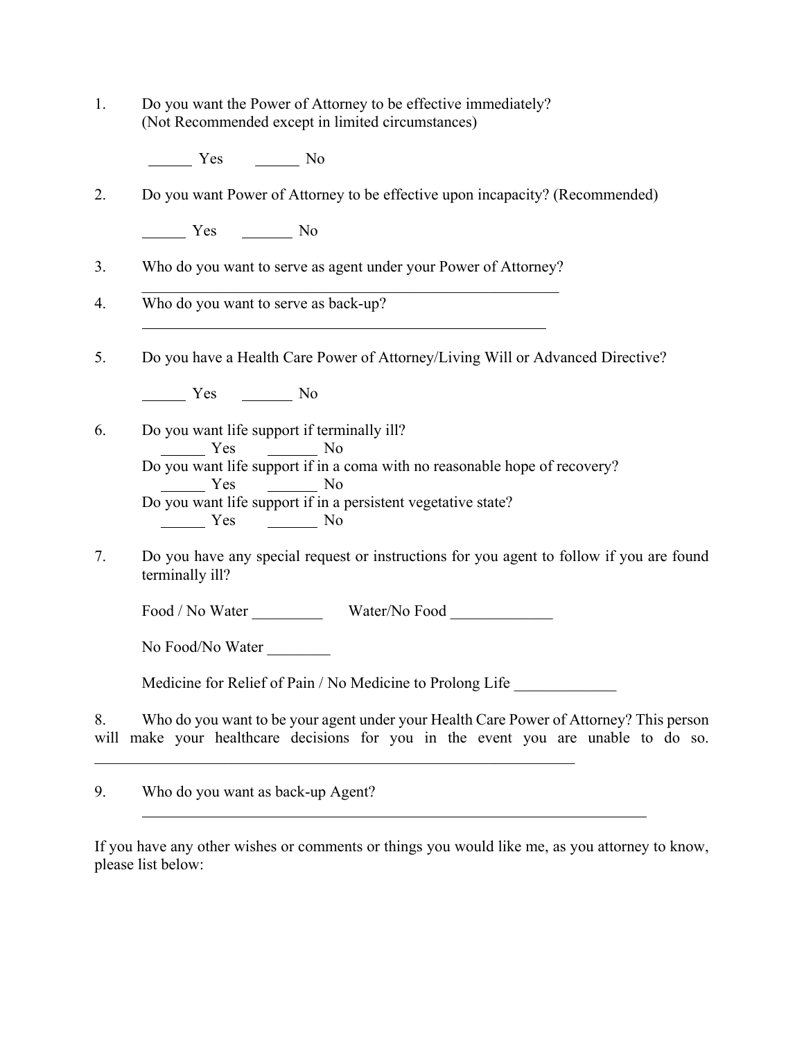1. Do you want the Power of Attorney to be effective immediately?
   (Not Recommended except in limited circumstances)

   ______ Yes ______ No

2. Do you want Power of Attorney to be effective upon incapacity? (Recommended)

   ______ Yes _______ No

3. Who do you want to serve as agent under your Power of Attorney?
   _______________________________________________________

4. Who do you want to serve as back-up?
   _____________________________________________________

5. Do you have a Health Care Power of Attorney/Living Will or Advanced Directive?

   ______ Yes _______ No

6. Do you want life support if terminally ill?
   ______ Yes _______ No
   Do you want life support if in a coma with no reasonable hope of recovery?
   ______ Yes _______ No
   Do you want life support if in a persistent vegetative state?
   ______ Yes _______ No

7. Do you have any special request or instructions for you agent to follow if you are found terminally ill?

   Food / No Water _________ Water/No Food _____________

   No Food/No Water ________

   Medicine for Relief of Pain / No Medicine to Prolong Life _____________

8. Who do you want to be your agent under your Health Care Power of Attorney? This person will make your healthcare decisions for you in the event you are unable to do so.
_______________________________________________________________

9. Who do you want as back-up Agent?
   ___________________________________________________________________

If you have any other wishes or comments or things you would like me, as you attorney to know, please list below: